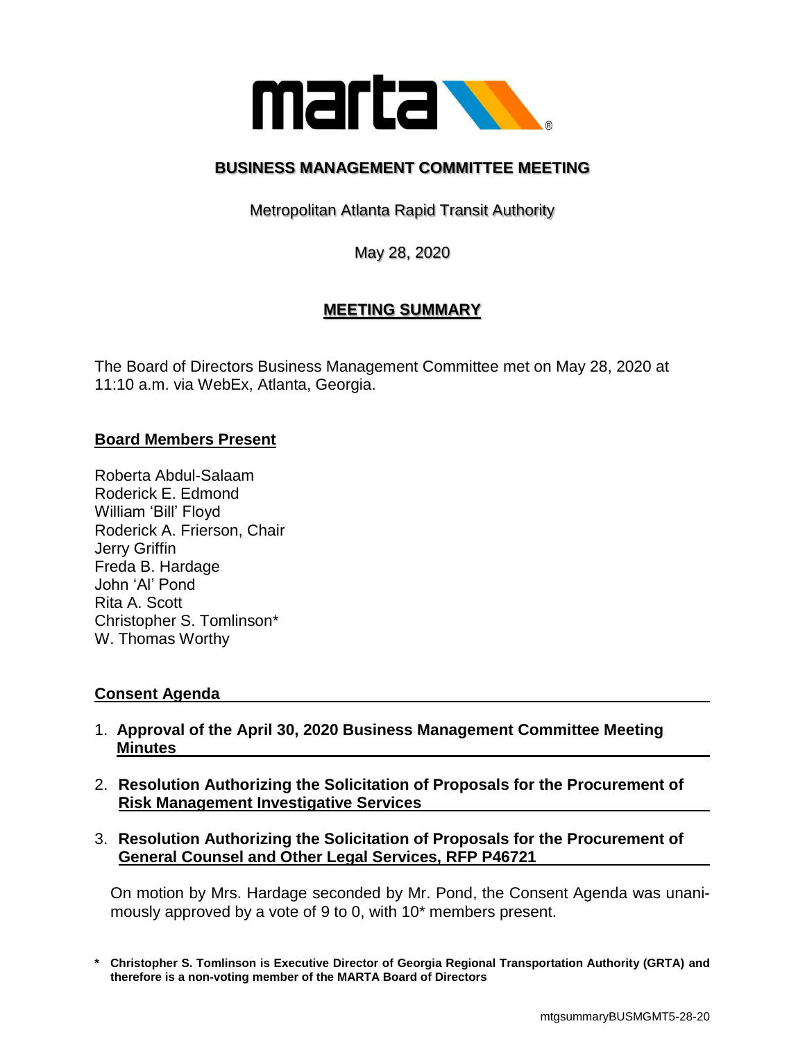## BUSINESS MANAGEMENT COMMITTEE MEETING

Metropolitan Atlanta Rapid Transit Authority

May 28, 2020

## MEETING SUMMARY

The Board of Directors Business Management Committee met on May 28, 2020 at 11:10 a.m. via WebEx, Atlanta, Georgia.

### Board Members Present

Roberta Abdul-Salaam
Roderick E. Edmond
William 'Bill' Floyd
Roderick A. Frierson, Chair
Jerry Griffin
Freda B. Hardage
John 'Al' Pond
Rita A. Scott
Christopher S. Tomlinson*
W. Thomas Worthy

### Consent Agenda

1. **Approval of the April 30, 2020 Business Management Committee Meeting Minutes**

2. **Resolution Authorizing the Solicitation of Proposals for the Procurement of Risk Management Investigative Services**

3. **Resolution Authorizing the Solicitation of Proposals for the Procurement of General Counsel and Other Legal Services, RFP P46721**

On motion by Mrs. Hardage seconded by Mr. Pond, the Consent Agenda was unanimously approved by a vote of 9 to 0, with 10* members present.

**\* Christopher S. Tomlinson is Executive Director of Georgia Regional Transportation Authority (GRTA) and therefore is a non-voting member of the MARTA Board of Directors**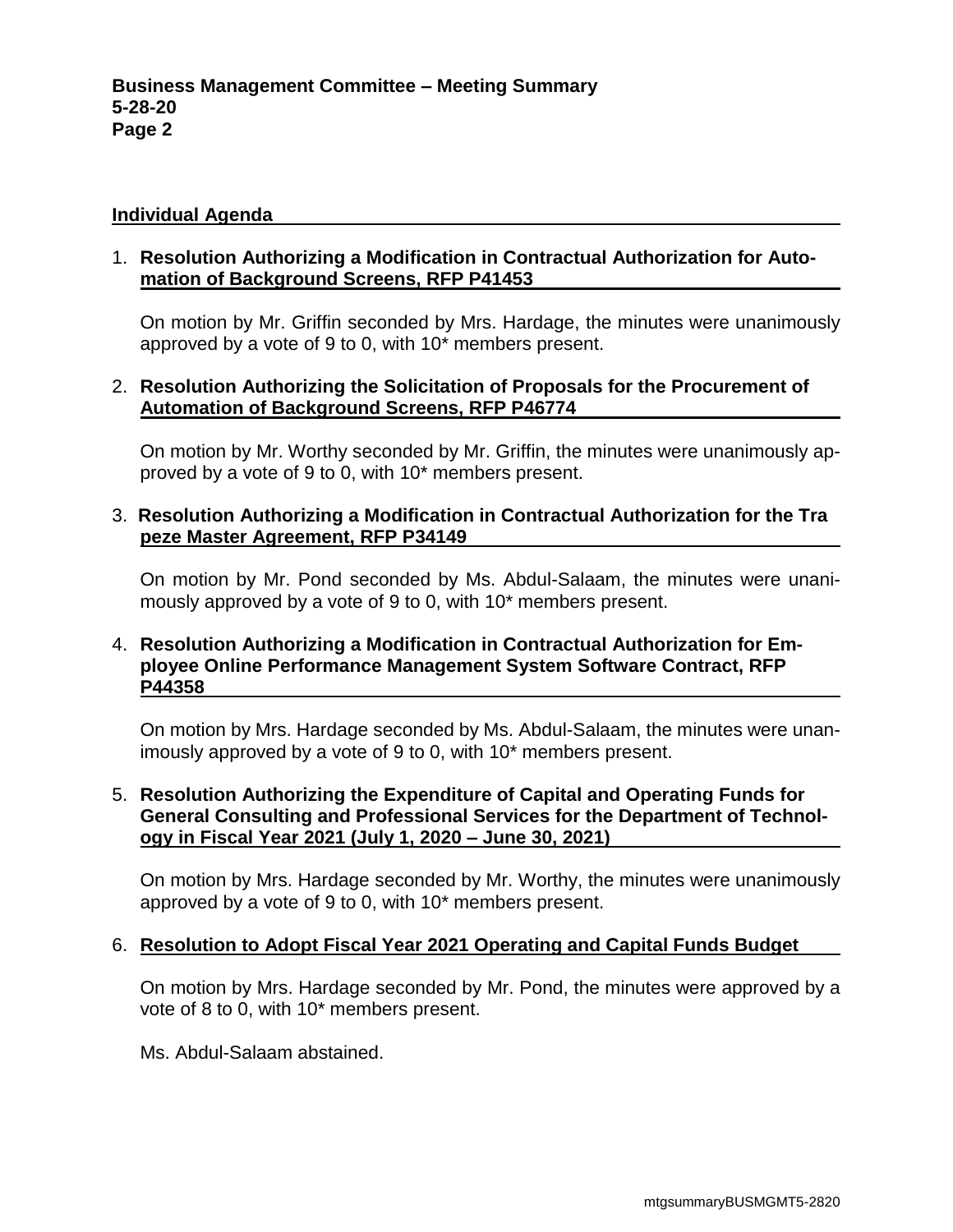## Individual Agenda

1. **Resolution Authorizing a Modification in Contractual Authorization for Automation of Background Screens, RFP P41453**

   On motion by Mr. Griffin seconded by Mrs. Hardage, the minutes were unanimously approved by a vote of 9 to 0, with 10* members present.

2. **Resolution Authorizing the Solicitation of Proposals for the Procurement of Automation of Background Screens, RFP P46774**

   On motion by Mr. Worthy seconded by Mr. Griffin, the minutes were unanimously approved by a vote of 9 to 0, with 10* members present.

3. **Resolution Authorizing a Modification in Contractual Authorization for the Tra peze Master Agreement, RFP P34149**

   On motion by Mr. Pond seconded by Ms. Abdul-Salaam, the minutes were unanimously approved by a vote of 9 to 0, with 10* members present.

4. **Resolution Authorizing a Modification in Contractual Authorization for Employee Online Performance Management System Software Contract, RFP P44358**

   On motion by Mrs. Hardage seconded by Ms. Abdul-Salaam, the minutes were unanimously approved by a vote of 9 to 0, with 10* members present.

5. **Resolution Authorizing the Expenditure of Capital and Operating Funds for General Consulting and Professional Services for the Department of Technology in Fiscal Year 2021 (July 1, 2020 – June 30, 2021)**

   On motion by Mrs. Hardage seconded by Mr. Worthy, the minutes were unanimously approved by a vote of 9 to 0, with 10* members present.

6. **Resolution to Adopt Fiscal Year 2021 Operating and Capital Funds Budget**

   On motion by Mrs. Hardage seconded by Mr. Pond, the minutes were approved by a vote of 8 to 0, with 10* members present.

   Ms. Abdul-Salaam abstained.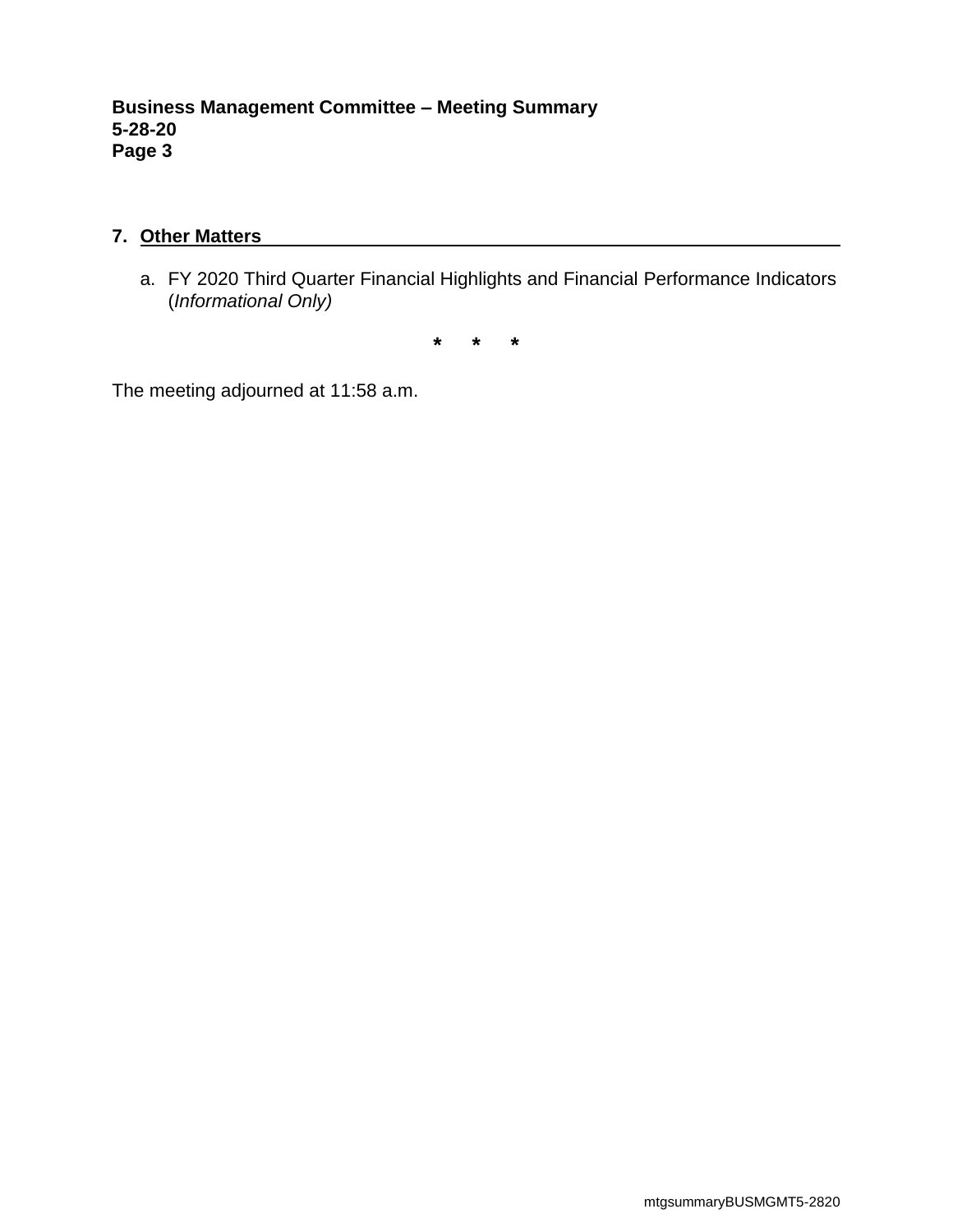7. **Other Matters**

   a. FY 2020 Third Quarter Financial Highlights and Financial Performance Indicators (*Informational Only)*

\*     \*     \*

The meeting adjourned at 11:58 a.m.